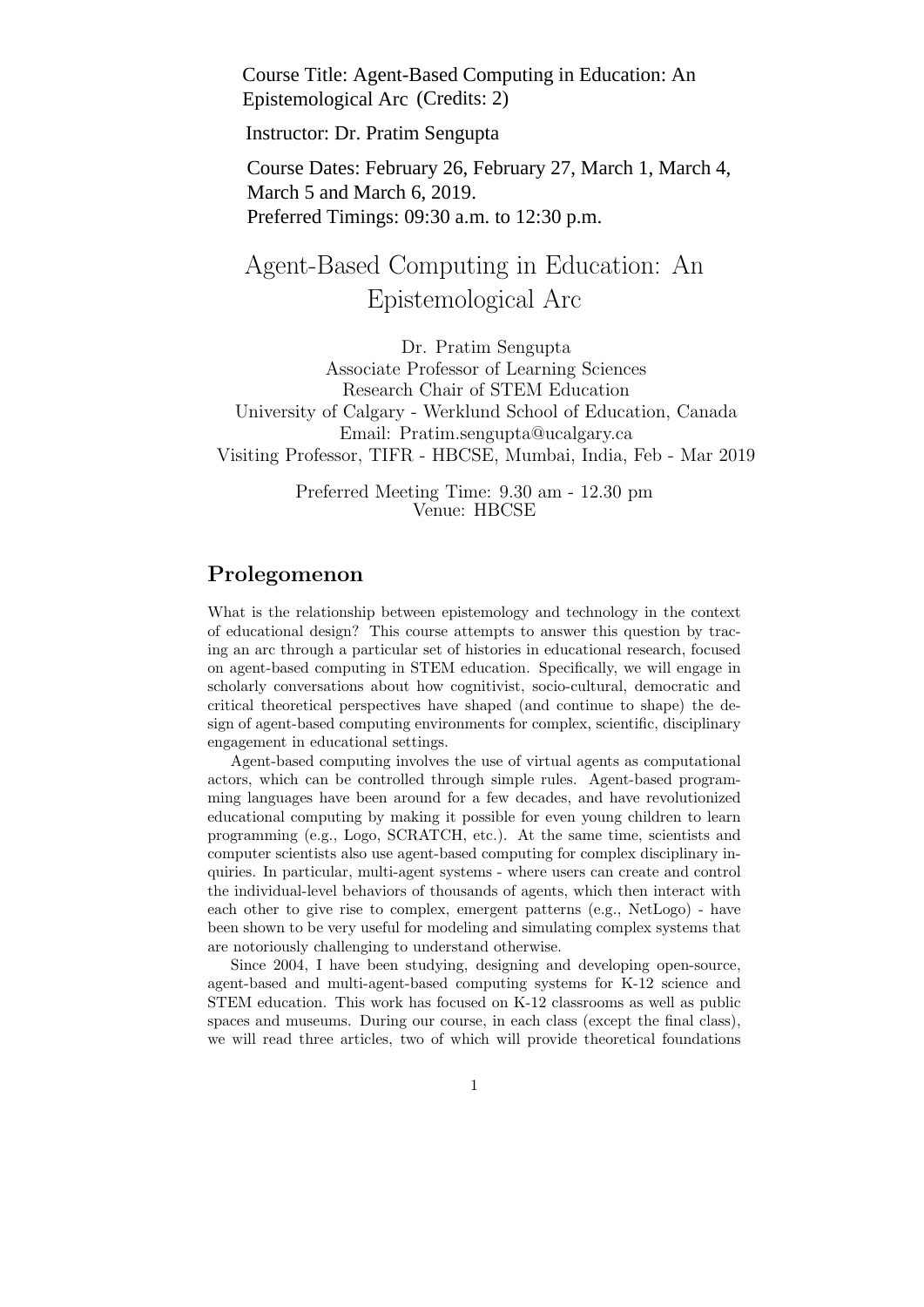Course Title: Agent-Based Computing in Education: An Epistemological Arc (Credits: 2)

Instructor: Dr. Pratim Sengupta

Course Dates: February 26, February 27, March 1, March 4, March 5 and March 6, 2019.
Preferred Timings: 09:30 a.m. to 12:30 p.m.

# Agent-Based Computing in Education: An Epistemological Arc

Dr. Pratim Sengupta
Associate Professor of Learning Sciences
Research Chair of STEM Education
University of Calgary - Werklund School of Education, Canada
Email: Pratim.sengupta@ucalgary.ca
Visiting Professor, TIFR - HBCSE, Mumbai, India, Feb - Mar 2019

Preferred Meeting Time: 9.30 am - 12.30 pm
Venue: HBCSE

## Prolegomenon

What is the relationship between epistemology and technology in the context of educational design? This course attempts to answer this question by tracing an arc through a particular set of histories in educational research, focused on agent-based computing in STEM education. Specifically, we will engage in scholarly conversations about how cognitivist, socio-cultural, democratic and critical theoretical perspectives have shaped (and continue to shape) the design of agent-based computing environments for complex, scientific, disciplinary engagement in educational settings.

Agent-based computing involves the use of virtual agents as computational actors, which can be controlled through simple rules. Agent-based programming languages have been around for a few decades, and have revolutionized educational computing by making it possible for even young children to learn programming (e.g., Logo, SCRATCH, etc.). At the same time, scientists and computer scientists also use agent-based computing for complex disciplinary inquiries. In particular, multi-agent systems - where users can create and control the individual-level behaviors of thousands of agents, which then interact with each other to give rise to complex, emergent patterns (e.g., NetLogo) - have been shown to be very useful for modeling and simulating complex systems that are notoriously challenging to understand otherwise.

Since 2004, I have been studying, designing and developing open-source, agent-based and multi-agent-based computing systems for K-12 science and STEM education. This work has focused on K-12 classrooms as well as public spaces and museums. During our course, in each class (except the final class), we will read three articles, two of which will provide theoretical foundations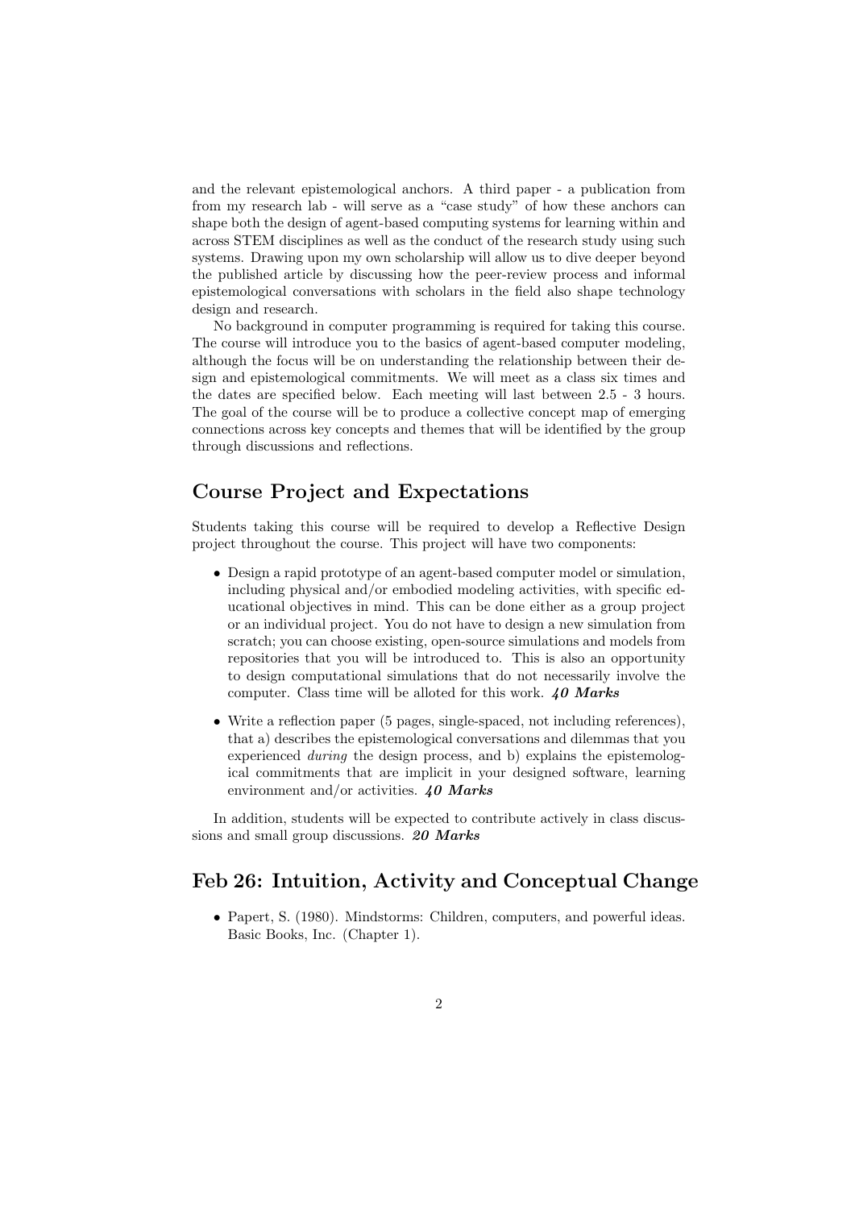and the relevant epistemological anchors. A third paper - a publication from from my research lab - will serve as a "case study" of how these anchors can shape both the design of agent-based computing systems for learning within and across STEM disciplines as well as the conduct of the research study using such systems. Drawing upon my own scholarship will allow us to dive deeper beyond the published article by discussing how the peer-review process and informal epistemological conversations with scholars in the field also shape technology design and research.

No background in computer programming is required for taking this course. The course will introduce you to the basics of agent-based computer modeling, although the focus will be on understanding the relationship between their design and epistemological commitments. We will meet as a class six times and the dates are specified below. Each meeting will last between 2.5 - 3 hours. The goal of the course will be to produce a collective concept map of emerging connections across key concepts and themes that will be identified by the group through discussions and reflections.

## Course Project and Expectations

Students taking this course will be required to develop a Reflective Design project throughout the course. This project will have two components:

- Design a rapid prototype of an agent-based computer model or simulation, including physical and/or embodied modeling activities, with specific educational objectives in mind. This can be done either as a group project or an individual project. You do not have to design a new simulation from scratch; you can choose existing, open-source simulations and models from repositories that you will be introduced to. This is also an opportunity to design computational simulations that do not necessarily involve the computer. Class time will be alloted for this work. ***40 Marks***
- Write a reflection paper (5 pages, single-spaced, not including references), that a) describes the epistemological conversations and dilemmas that you experienced *during* the design process, and b) explains the epistemological commitments that are implicit in your designed software, learning environment and/or activities. ***40 Marks***

In addition, students will be expected to contribute actively in class discussions and small group discussions. ***20 Marks***

## Feb 26: Intuition, Activity and Conceptual Change

- Papert, S. (1980). Mindstorms: Children, computers, and powerful ideas. Basic Books, Inc. (Chapter 1).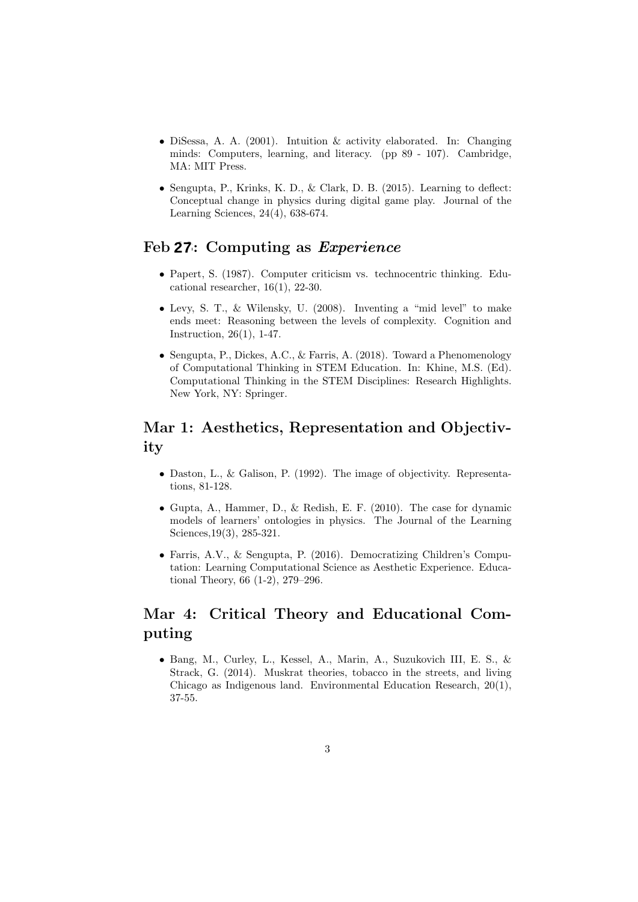- DiSessa, A. A. (2001). Intuition & activity elaborated. In: Changing minds: Computers, learning, and literacy. (pp 89 - 107). Cambridge, MA: MIT Press.

- Sengupta, P., Krinks, K. D., & Clark, D. B. (2015). Learning to deflect: Conceptual change in physics during digital game play. Journal of the Learning Sciences, 24(4), 638-674.

## Feb 27: Computing as *Experience*

- Papert, S. (1987). Computer criticism vs. technocentric thinking. Educational researcher, 16(1), 22-30.

- Levy, S. T., & Wilensky, U. (2008). Inventing a "mid level" to make ends meet: Reasoning between the levels of complexity. Cognition and Instruction, 26(1), 1-47.

- Sengupta, P., Dickes, A.C., & Farris, A. (2018). Toward a Phenomenology of Computational Thinking in STEM Education. In: Khine, M.S. (Ed). Computational Thinking in the STEM Disciplines: Research Highlights. New York, NY: Springer.

## Mar 1: Aesthetics, Representation and Objectivity

- Daston, L., & Galison, P. (1992). The image of objectivity. Representations, 81-128.

- Gupta, A., Hammer, D., & Redish, E. F. (2010). The case for dynamic models of learners' ontologies in physics. The Journal of the Learning Sciences,19(3), 285-321.

- Farris, A.V., & Sengupta, P. (2016). Democratizing Children's Computation: Learning Computational Science as Aesthetic Experience. Educational Theory, 66 (1-2), 279–296.

## Mar 4: Critical Theory and Educational Computing

- Bang, M., Curley, L., Kessel, A., Marin, A., Suzukovich III, E. S., & Strack, G. (2014). Muskrat theories, tobacco in the streets, and living Chicago as Indigenous land. Environmental Education Research, 20(1), 37-55.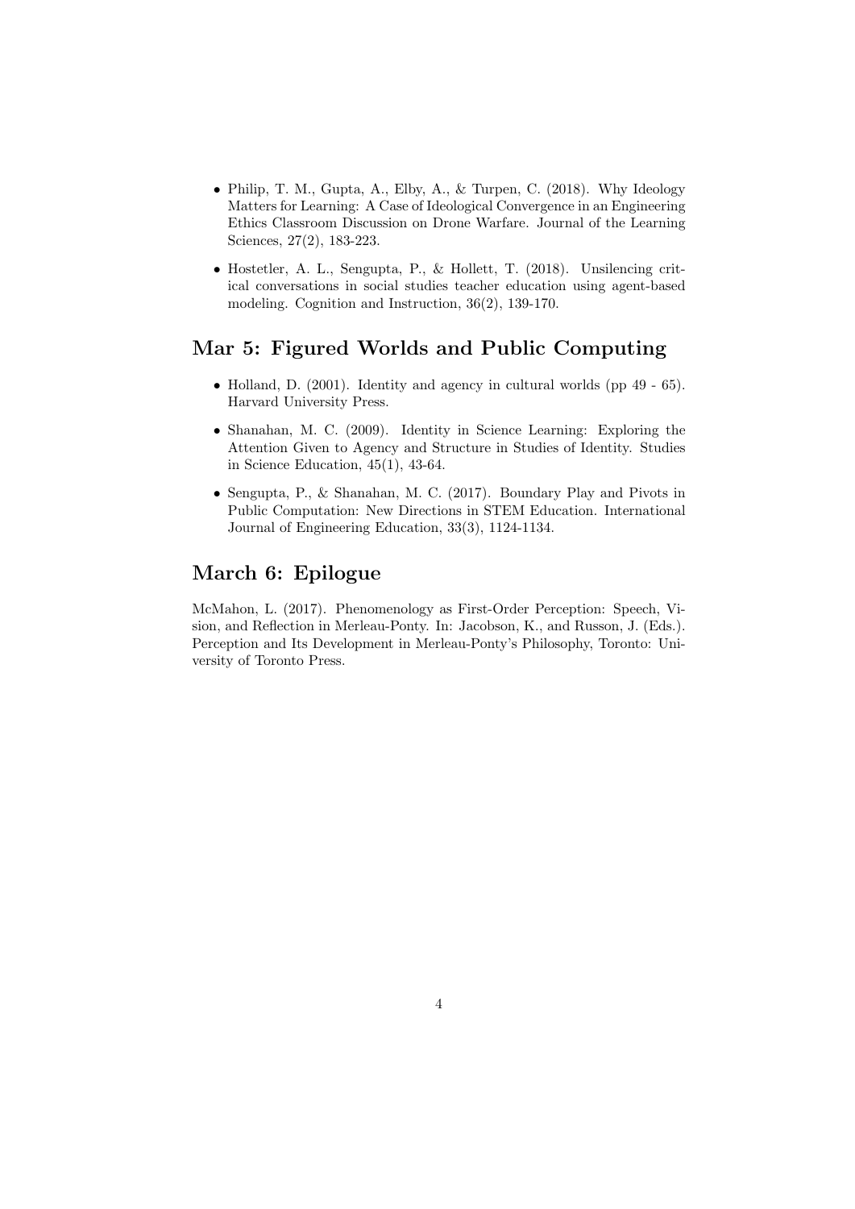- Philip, T. M., Gupta, A., Elby, A., & Turpen, C. (2018). Why Ideology Matters for Learning: A Case of Ideological Convergence in an Engineering Ethics Classroom Discussion on Drone Warfare. Journal of the Learning Sciences, 27(2), 183-223.
- Hostetler, A. L., Sengupta, P., & Hollett, T. (2018). Unsilencing critical conversations in social studies teacher education using agent-based modeling. Cognition and Instruction, 36(2), 139-170.

## Mar 5: Figured Worlds and Public Computing

- Holland, D. (2001). Identity and agency in cultural worlds (pp 49 - 65). Harvard University Press.
- Shanahan, M. C. (2009). Identity in Science Learning: Exploring the Attention Given to Agency and Structure in Studies of Identity. Studies in Science Education, 45(1), 43-64.
- Sengupta, P., & Shanahan, M. C. (2017). Boundary Play and Pivots in Public Computation: New Directions in STEM Education. International Journal of Engineering Education, 33(3), 1124-1134.

## March 6: Epilogue

McMahon, L. (2017). Phenomenology as First-Order Perception: Speech, Vision, and Reflection in Merleau-Ponty. In: Jacobson, K., and Russon, J. (Eds.). Perception and Its Development in Merleau-Ponty's Philosophy, Toronto: University of Toronto Press.